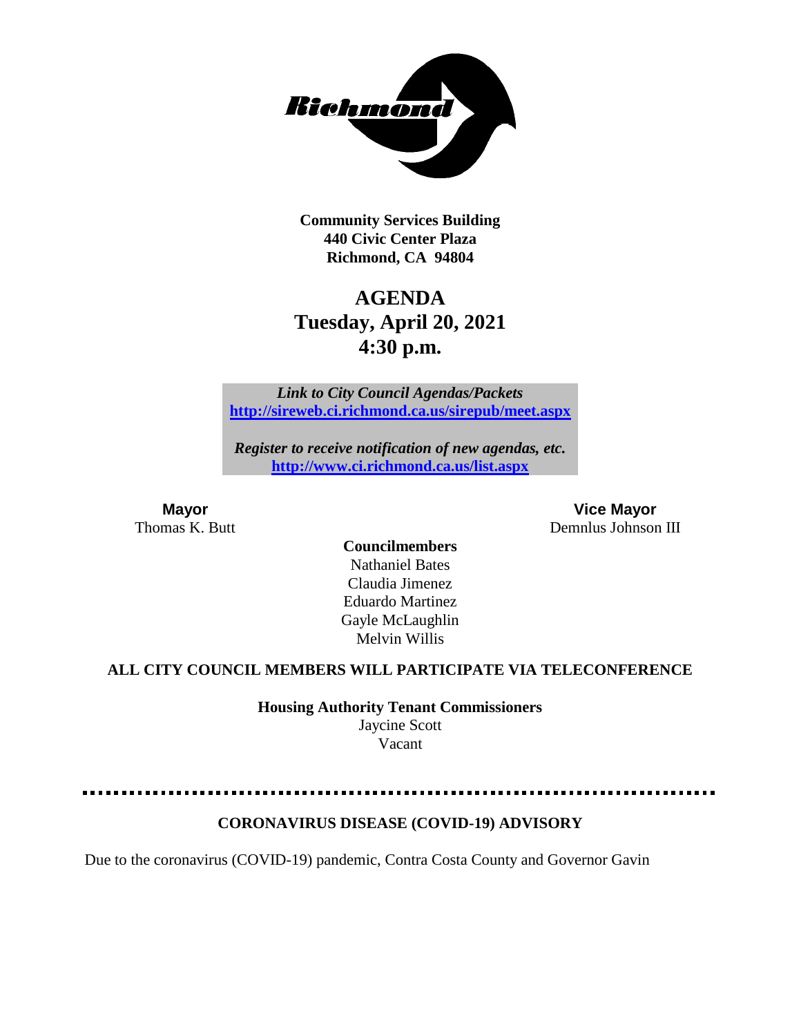Community Services Building
440 Civic Center Plaza
Richmond, CA 94804

# AGENDA
## Tuesday, April 20, 2021
## 4:30 p.m.

*Link to City Council Agendas/Packets*
**http://sireweb.ci.richmond.ca.us/sirepub/meet.aspx**

*Register to receive notification of new agendas, etc.*
**http://www.ci.richmond.ca.us/list.aspx**

**Mayor**
Thomas K. Butt

**Vice Mayor**
Demnlus Johnson III

**Councilmembers**
Nathaniel Bates
Claudia Jimenez
Eduardo Martinez
Gayle McLaughlin
Melvin Willis

**ALL CITY COUNCIL MEMBERS WILL PARTICIPATE VIA TELECONFERENCE**

**Housing Authority Tenant Commissioners**
Jaycine Scott
Vacant

---

**CORONAVIRUS DISEASE (COVID-19) ADVISORY**

Due to the coronavirus (COVID-19) pandemic, Contra Costa County and Governor Gavin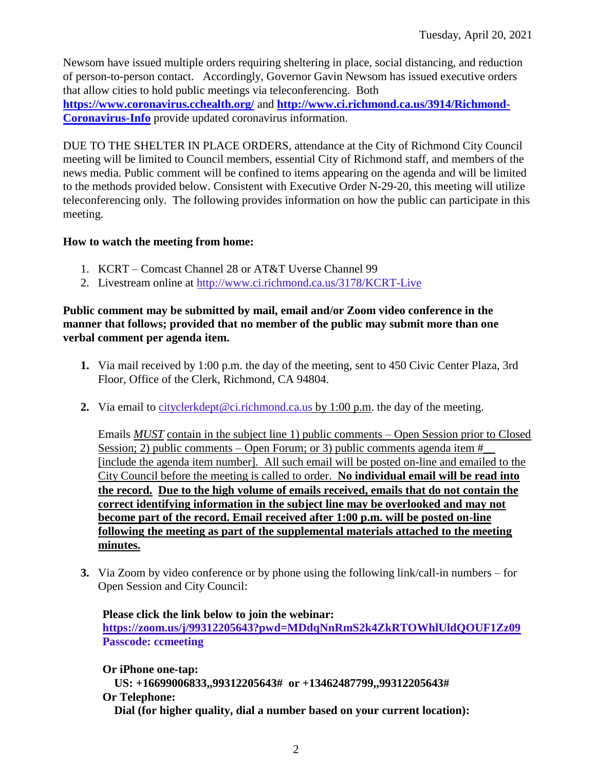Newsom have issued multiple orders requiring sheltering in place, social distancing, and reduction of person-to-person contact. Accordingly, Governor Gavin Newsom has issued executive orders that allow cities to hold public meetings via teleconferencing. Both **https://www.coronavirus.cchealth.org/** and **http://www.ci.richmond.ca.us/3914/Richmond-Coronavirus-Info** provide updated coronavirus information.

DUE TO THE SHELTER IN PLACE ORDERS, attendance at the City of Richmond City Council meeting will be limited to Council members, essential City of Richmond staff, and members of the news media. Public comment will be confined to items appearing on the agenda and will be limited to the methods provided below. Consistent with Executive Order N-29-20, this meeting will utilize teleconferencing only. The following provides information on how the public can participate in this meeting.

**How to watch the meeting from home:**

1. KCRT – Comcast Channel 28 or AT&T Uverse Channel 99
2. Livestream online at http://www.ci.richmond.ca.us/3178/KCRT-Live

**Public comment may be submitted by mail, email and/or Zoom video conference in the manner that follows; provided that no member of the public may submit more than one verbal comment per agenda item.**

1. Via mail received by 1:00 p.m. the day of the meeting, sent to 450 Civic Center Plaza, 3rd Floor, Office of the Clerk, Richmond, CA 94804.

2. Via email to cityclerkdept@ci.richmond.ca.us by 1:00 p.m. the day of the meeting.

   Emails ***MUST*** contain in the subject line 1) public comments – Open Session prior to Closed Session; 2) public comments – Open Forum; or 3) public comments agenda item #__ [include the agenda item number]. All such email will be posted on-line and emailed to the City Council before the meeting is called to order. **No individual email will be read into the record. Due to the high volume of emails received, emails that do not contain the correct identifying information in the subject line may be overlooked and may not become part of the record. Email received after 1:00 p.m. will be posted on-line following the meeting as part of the supplemental materials attached to the meeting minutes.**

3. Via Zoom by video conference or by phone using the following link/call-in numbers – for Open Session and City Council:

   **Please click the link below to join the webinar:**
   **https://zoom.us/j/99312205643?pwd=MDdqNnRmS2k4ZkRTOWhlUldQOUF1Zz09**
   **Passcode: ccmeeting**

   **Or iPhone one-tap:**
   **US: +16699006833,,99312205643# or +13462487799,,99312205643#**
   **Or Telephone:**
   **Dial (for higher quality, dial a number based on your current location):**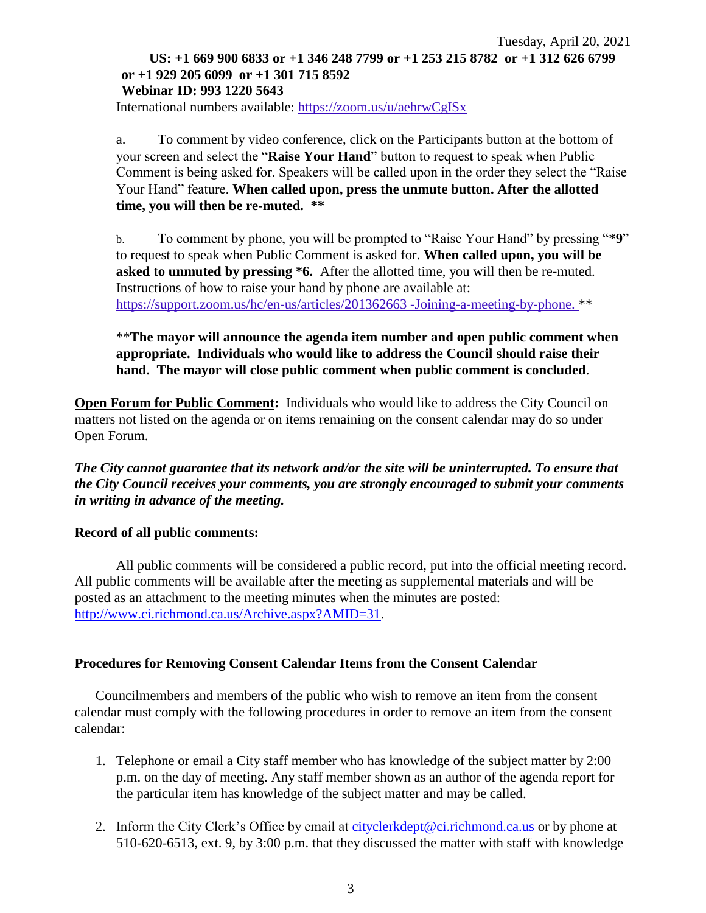Tuesday, April 20, 2021

**US: +1 669 900 6833 or +1 346 248 7799 or +1 253 215 8782 or +1 312 626 6799 or +1 929 205 6099 or +1 301 715 8592**
**Webinar ID: 993 1220 5643**

International numbers available: https://zoom.us/u/aehrwCgISx

a. To comment by video conference, click on the Participants button at the bottom of your screen and select the "**Raise Your Hand**" button to request to speak when Public Comment is being asked for. Speakers will be called upon in the order they select the "Raise Your Hand" feature. **When called upon, press the unmute button. After the allotted time, you will then be re-muted. \*\***

b. To comment by phone, you will be prompted to "Raise Your Hand" by pressing "**\*9**" to request to speak when Public Comment is asked for. **When called upon, you will be asked to unmuted by pressing \*6.** After the allotted time, you will then be re-muted. Instructions of how to raise your hand by phone are available at: https://support.zoom.us/hc/en-us/articles/201362663 -Joining-a-meeting-by-phone. \*\*

\*\***The mayor will announce the agenda item number and open public comment when appropriate. Individuals who would like to address the Council should raise their hand. The mayor will close public comment when public comment is concluded**.

**Open Forum for Public Comment:** Individuals who would like to address the City Council on matters not listed on the agenda or on items remaining on the consent calendar may do so under Open Forum.

***The City cannot guarantee that its network and/or the site will be uninterrupted. To ensure that the City Council receives your comments, you are strongly encouraged to submit your comments in writing in advance of the meeting.***

**Record of all public comments:**

All public comments will be considered a public record, put into the official meeting record. All public comments will be available after the meeting as supplemental materials and will be posted as an attachment to the meeting minutes when the minutes are posted: http://www.ci.richmond.ca.us/Archive.aspx?AMID=31.

**Procedures for Removing Consent Calendar Items from the Consent Calendar**

Councilmembers and members of the public who wish to remove an item from the consent calendar must comply with the following procedures in order to remove an item from the consent calendar:

1. Telephone or email a City staff member who has knowledge of the subject matter by 2:00 p.m. on the day of meeting. Any staff member shown as an author of the agenda report for the particular item has knowledge of the subject matter and may be called.
2. Inform the City Clerk's Office by email at cityclerkdept@ci.richmond.ca.us or by phone at 510-620-6513, ext. 9, by 3:00 p.m. that they discussed the matter with staff with knowledge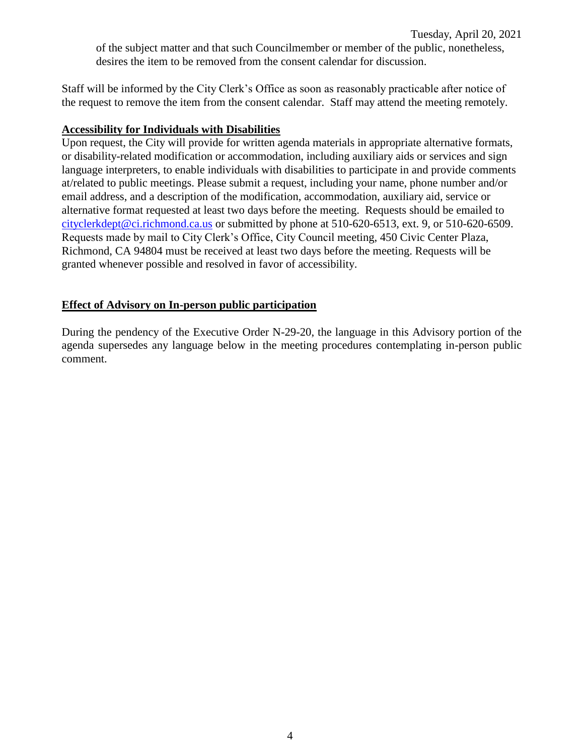of the subject matter and that such Councilmember or member of the public, nonetheless, desires the item to be removed from the consent calendar for discussion.

Staff will be informed by the City Clerk's Office as soon as reasonably practicable after notice of the request to remove the item from the consent calendar. Staff may attend the meeting remotely.

**Accessibility for Individuals with Disabilities**

Upon request, the City will provide for written agenda materials in appropriate alternative formats, or disability-related modification or accommodation, including auxiliary aids or services and sign language interpreters, to enable individuals with disabilities to participate in and provide comments at/related to public meetings. Please submit a request, including your name, phone number and/or email address, and a description of the modification, accommodation, auxiliary aid, service or alternative format requested at least two days before the meeting. Requests should be emailed to cityclerkdept@ci.richmond.ca.us or submitted by phone at 510-620-6513, ext. 9, or 510-620-6509. Requests made by mail to City Clerk's Office, City Council meeting, 450 Civic Center Plaza, Richmond, CA 94804 must be received at least two days before the meeting. Requests will be granted whenever possible and resolved in favor of accessibility.

**Effect of Advisory on In-person public participation**

During the pendency of the Executive Order N-29-20, the language in this Advisory portion of the agenda supersedes any language below in the meeting procedures contemplating in-person public comment.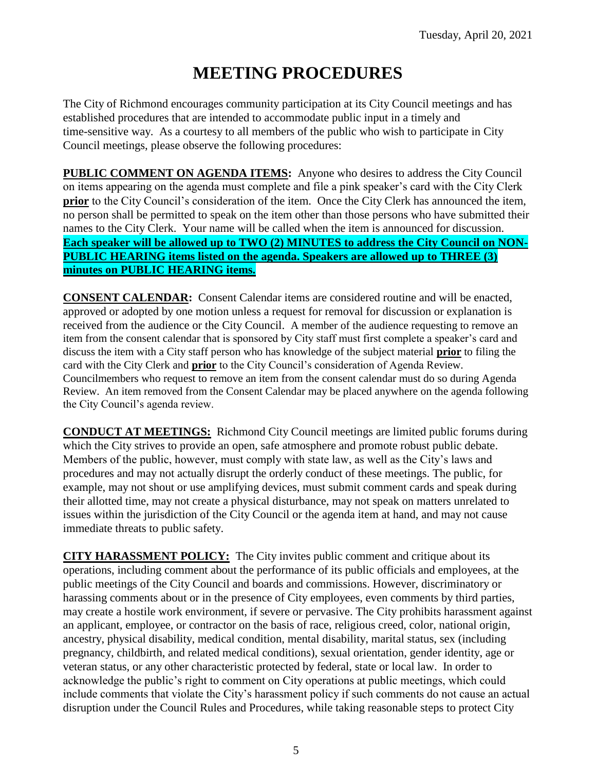Tuesday, April 20, 2021

# MEETING PROCEDURES

The City of Richmond encourages community participation at its City Council meetings and has established procedures that are intended to accommodate public input in a timely and time-sensitive way. As a courtesy to all members of the public who wish to participate in City Council meetings, please observe the following procedures:

**PUBLIC COMMENT ON AGENDA ITEMS:** Anyone who desires to address the City Council on items appearing on the agenda must complete and file a pink speaker's card with the City Clerk **prior** to the City Council's consideration of the item. Once the City Clerk has announced the item, no person shall be permitted to speak on the item other than those persons who have submitted their names to the City Clerk. Your name will be called when the item is announced for discussion. **Each speaker will be allowed up to TWO (2) MINUTES to address the City Council on NON-PUBLIC HEARING items listed on the agenda. Speakers are allowed up to THREE (3) minutes on PUBLIC HEARING items.**

**CONSENT CALENDAR:** Consent Calendar items are considered routine and will be enacted, approved or adopted by one motion unless a request for removal for discussion or explanation is received from the audience or the City Council. A member of the audience requesting to remove an item from the consent calendar that is sponsored by City staff must first complete a speaker's card and discuss the item with a City staff person who has knowledge of the subject material **prior** to filing the card with the City Clerk and **prior** to the City Council's consideration of Agenda Review. Councilmembers who request to remove an item from the consent calendar must do so during Agenda Review. An item removed from the Consent Calendar may be placed anywhere on the agenda following the City Council's agenda review.

**CONDUCT AT MEETINGS:** Richmond City Council meetings are limited public forums during which the City strives to provide an open, safe atmosphere and promote robust public debate. Members of the public, however, must comply with state law, as well as the City's laws and procedures and may not actually disrupt the orderly conduct of these meetings. The public, for example, may not shout or use amplifying devices, must submit comment cards and speak during their allotted time, may not create a physical disturbance, may not speak on matters unrelated to issues within the jurisdiction of the City Council or the agenda item at hand, and may not cause immediate threats to public safety.

**CITY HARASSMENT POLICY:** The City invites public comment and critique about its operations, including comment about the performance of its public officials and employees, at the public meetings of the City Council and boards and commissions. However, discriminatory or harassing comments about or in the presence of City employees, even comments by third parties, may create a hostile work environment, if severe or pervasive. The City prohibits harassment against an applicant, employee, or contractor on the basis of race, religious creed, color, national origin, ancestry, physical disability, medical condition, mental disability, marital status, sex (including pregnancy, childbirth, and related medical conditions), sexual orientation, gender identity, age or veteran status, or any other characteristic protected by federal, state or local law. In order to acknowledge the public's right to comment on City operations at public meetings, which could include comments that violate the City's harassment policy if such comments do not cause an actual disruption under the Council Rules and Procedures, while taking reasonable steps to protect City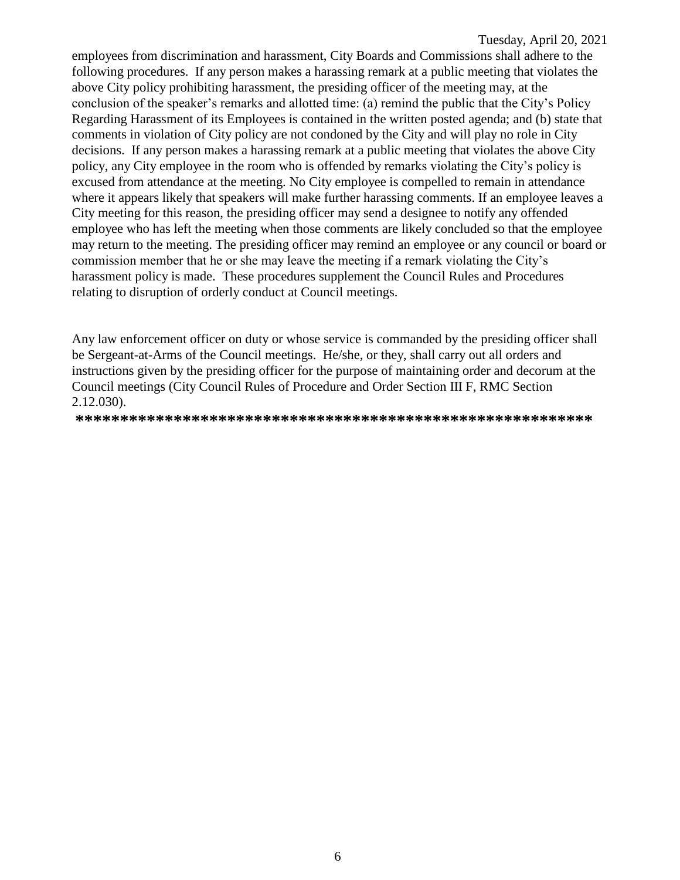employees from discrimination and harassment, City Boards and Commissions shall adhere to the following procedures. If any person makes a harassing remark at a public meeting that violates the above City policy prohibiting harassment, the presiding officer of the meeting may, at the conclusion of the speaker's remarks and allotted time: (a) remind the public that the City's Policy Regarding Harassment of its Employees is contained in the written posted agenda; and (b) state that comments in violation of City policy are not condoned by the City and will play no role in City decisions. If any person makes a harassing remark at a public meeting that violates the above City policy, any City employee in the room who is offended by remarks violating the City's policy is excused from attendance at the meeting. No City employee is compelled to remain in attendance where it appears likely that speakers will make further harassing comments. If an employee leaves a City meeting for this reason, the presiding officer may send a designee to notify any offended employee who has left the meeting when those comments are likely concluded so that the employee may return to the meeting. The presiding officer may remind an employee or any council or board or commission member that he or she may leave the meeting if a remark violating the City's harassment policy is made. These procedures supplement the Council Rules and Procedures relating to disruption of orderly conduct at Council meetings.

Any law enforcement officer on duty or whose service is commanded by the presiding officer shall be Sergeant-at-Arms of the Council meetings. He/she, or they, shall carry out all orders and instructions given by the presiding officer for the purpose of maintaining order and decorum at the Council meetings (City Council Rules of Procedure and Order Section III F, RMC Section 2.12.030).

**********************************************************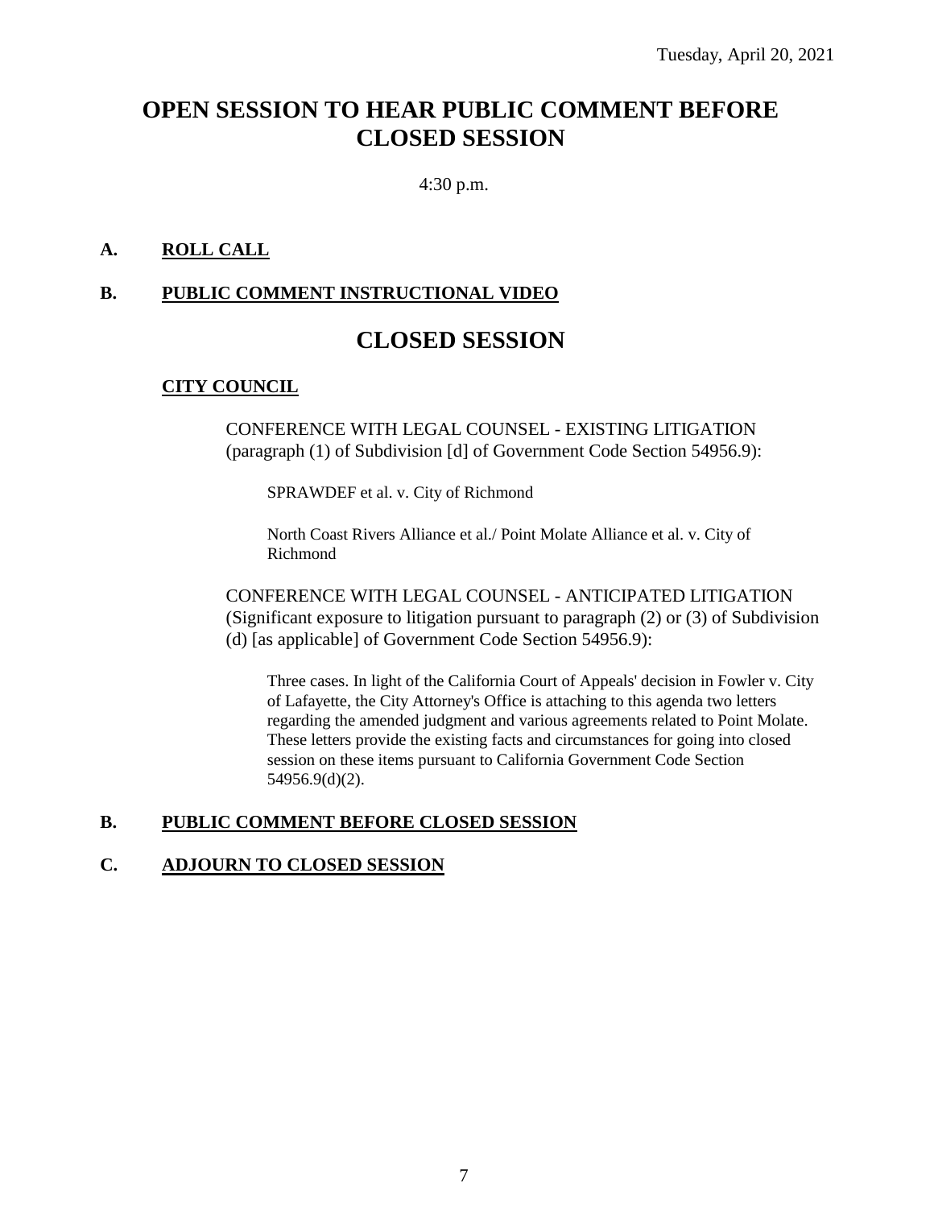Tuesday, April 20, 2021

# OPEN SESSION TO HEAR PUBLIC COMMENT BEFORE CLOSED SESSION

4:30 p.m.

**A. ROLL CALL**

**B. PUBLIC COMMENT INSTRUCTIONAL VIDEO**

# CLOSED SESSION

**CITY COUNCIL**

CONFERENCE WITH LEGAL COUNSEL - EXISTING LITIGATION (paragraph (1) of Subdivision [d] of Government Code Section 54956.9):

SPRAWDEF et al. v. City of Richmond

North Coast Rivers Alliance et al./ Point Molate Alliance et al. v. City of Richmond

CONFERENCE WITH LEGAL COUNSEL - ANTICIPATED LITIGATION (Significant exposure to litigation pursuant to paragraph (2) or (3) of Subdivision (d) [as applicable] of Government Code Section 54956.9):

Three cases. In light of the California Court of Appeals' decision in Fowler v. City of Lafayette, the City Attorney's Office is attaching to this agenda two letters regarding the amended judgment and various agreements related to Point Molate. These letters provide the existing facts and circumstances for going into closed session on these items pursuant to California Government Code Section 54956.9(d)(2).

**B. PUBLIC COMMENT BEFORE CLOSED SESSION**

**C. ADJOURN TO CLOSED SESSION**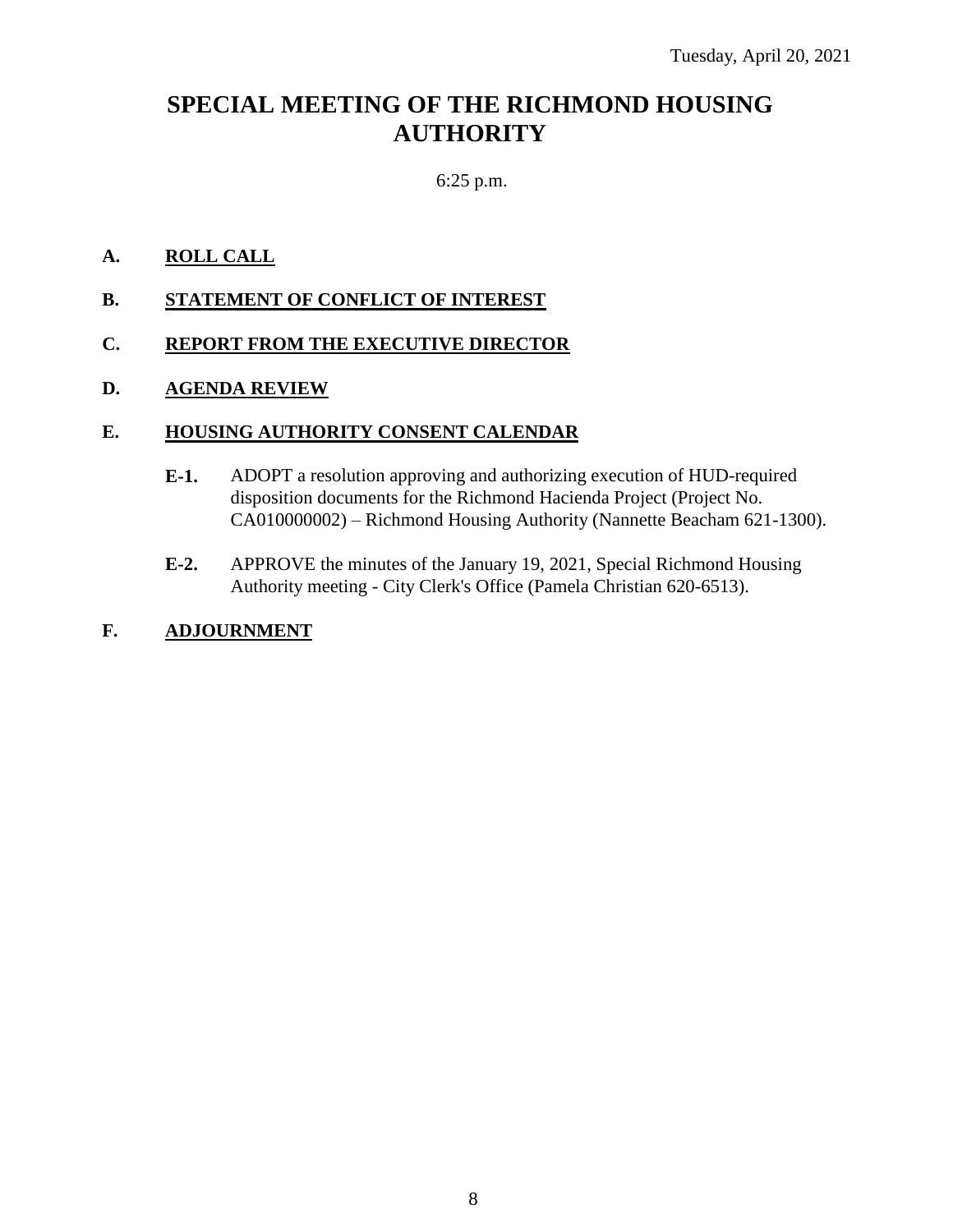Tuesday, April 20, 2021

# SPECIAL MEETING OF THE RICHMOND HOUSING AUTHORITY

6:25 p.m.

**A. ROLL CALL**

**B. STATEMENT OF CONFLICT OF INTEREST**

**C. REPORT FROM THE EXECUTIVE DIRECTOR**

**D. AGENDA REVIEW**

**E. HOUSING AUTHORITY CONSENT CALENDAR**

**E-1.** ADOPT a resolution approving and authorizing execution of HUD-required disposition documents for the Richmond Hacienda Project (Project No. CA010000002) – Richmond Housing Authority (Nannette Beacham 621-1300).

**E-2.** APPROVE the minutes of the January 19, 2021, Special Richmond Housing Authority meeting - City Clerk's Office (Pamela Christian 620-6513).

**F. ADJOURNMENT**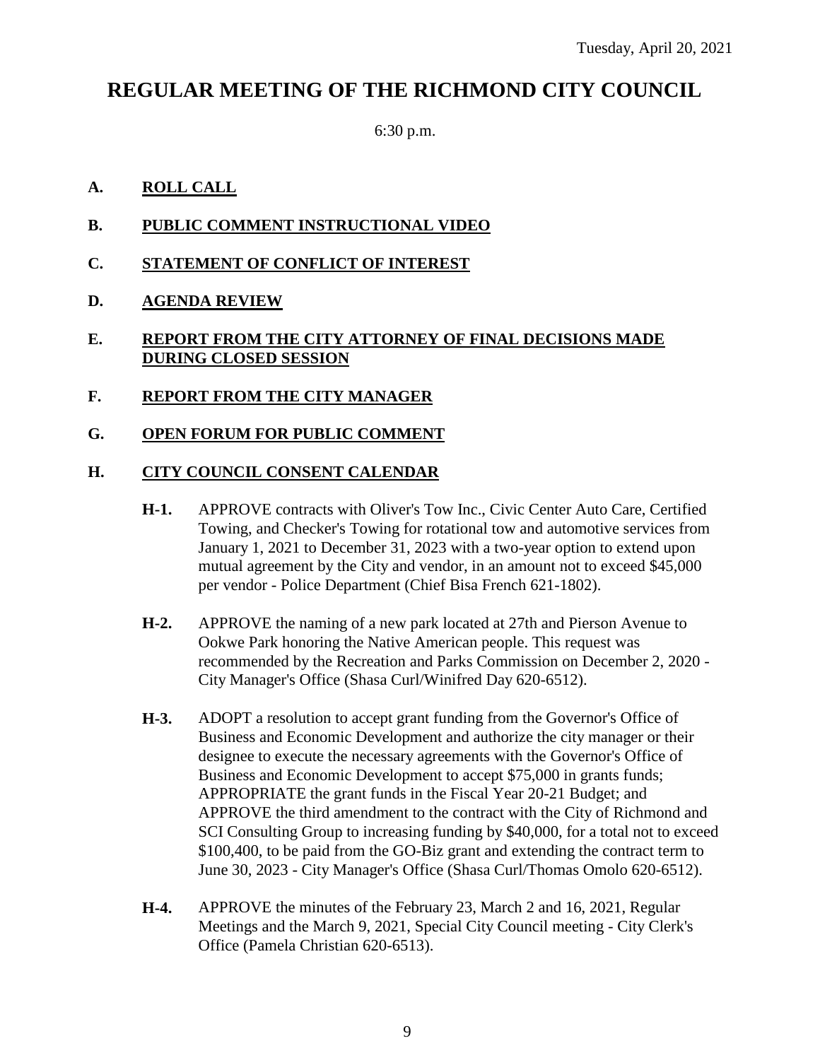Tuesday, April 20, 2021

# REGULAR MEETING OF THE RICHMOND CITY COUNCIL

6:30 p.m.

**A. ROLL CALL**

**B. PUBLIC COMMENT INSTRUCTIONAL VIDEO**

**C. STATEMENT OF CONFLICT OF INTEREST**

**D. AGENDA REVIEW**

**E. REPORT FROM THE CITY ATTORNEY OF FINAL DECISIONS MADE DURING CLOSED SESSION**

**F. REPORT FROM THE CITY MANAGER**

**G. OPEN FORUM FOR PUBLIC COMMENT**

**H. CITY COUNCIL CONSENT CALENDAR**

**H-1.** APPROVE contracts with Oliver's Tow Inc., Civic Center Auto Care, Certified Towing, and Checker's Towing for rotational tow and automotive services from January 1, 2021 to December 31, 2023 with a two-year option to extend upon mutual agreement by the City and vendor, in an amount not to exceed $45,000 per vendor - Police Department (Chief Bisa French 621-1802).

**H-2.** APPROVE the naming of a new park located at 27th and Pierson Avenue to Ookwe Park honoring the Native American people. This request was recommended by the Recreation and Parks Commission on December 2, 2020 - City Manager's Office (Shasa Curl/Winifred Day 620-6512).

**H-3.** ADOPT a resolution to accept grant funding from the Governor's Office of Business and Economic Development and authorize the city manager or their designee to execute the necessary agreements with the Governor's Office of Business and Economic Development to accept $75,000 in grants funds; APPROPRIATE the grant funds in the Fiscal Year 20-21 Budget; and APPROVE the third amendment to the contract with the City of Richmond and SCI Consulting Group to increasing funding by $40,000, for a total not to exceed $100,400, to be paid from the GO-Biz grant and extending the contract term to June 30, 2023 - City Manager's Office (Shasa Curl/Thomas Omolo 620-6512).

**H-4.** APPROVE the minutes of the February 23, March 2 and 16, 2021, Regular Meetings and the March 9, 2021, Special City Council meeting - City Clerk's Office (Pamela Christian 620-6513).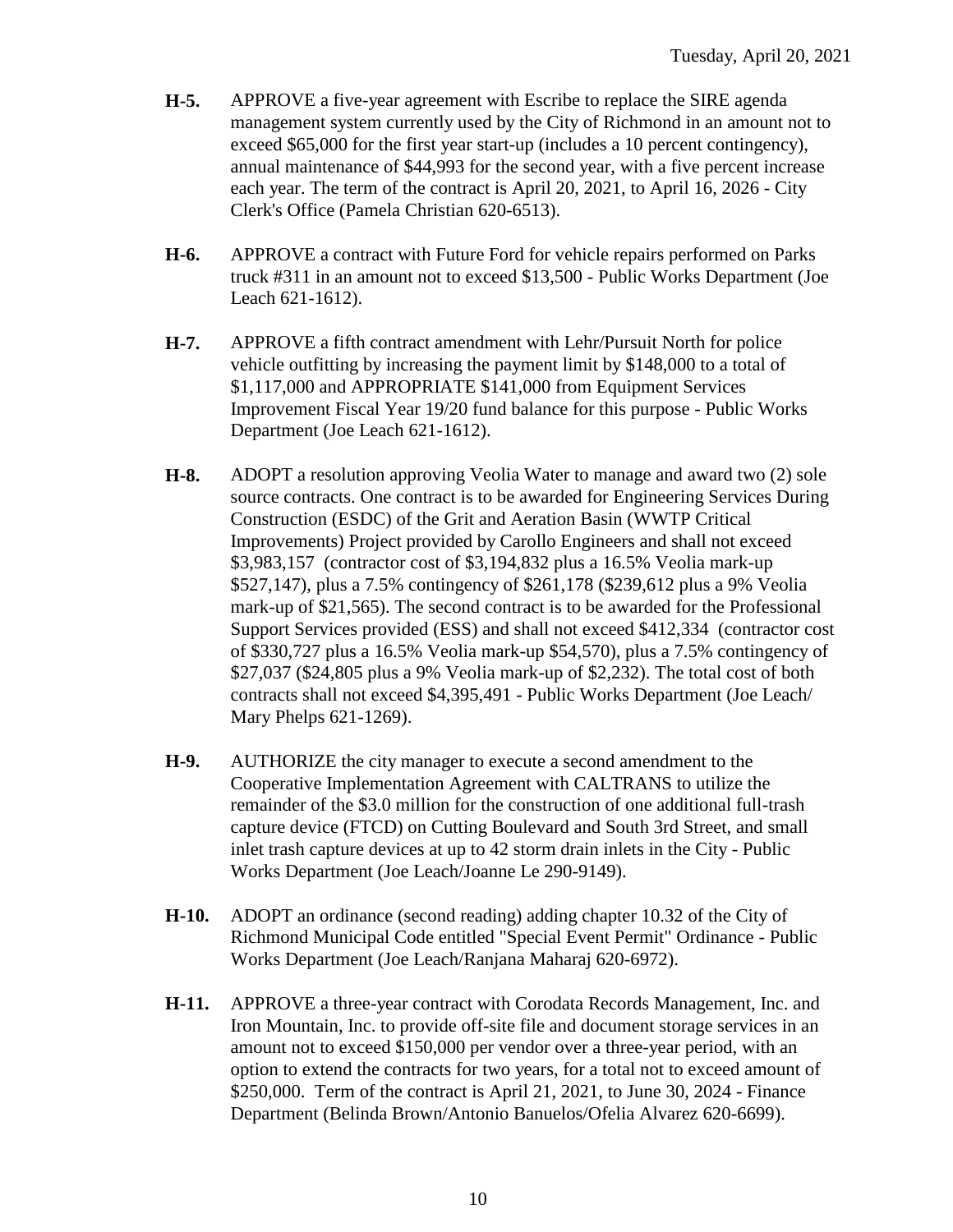**H-5.** APPROVE a five-year agreement with Escribe to replace the SIRE agenda management system currently used by the City of Richmond in an amount not to exceed $65,000 for the first year start-up (includes a 10 percent contingency), annual maintenance of $44,993 for the second year, with a five percent increase each year. The term of the contract is April 20, 2021, to April 16, 2026 - City Clerk's Office (Pamela Christian 620-6513).

**H-6.** APPROVE a contract with Future Ford for vehicle repairs performed on Parks truck #311 in an amount not to exceed $13,500 - Public Works Department (Joe Leach 621-1612).

**H-7.** APPROVE a fifth contract amendment with Lehr/Pursuit North for police vehicle outfitting by increasing the payment limit by $148,000 to a total of $1,117,000 and APPROPRIATE $141,000 from Equipment Services Improvement Fiscal Year 19/20 fund balance for this purpose - Public Works Department (Joe Leach 621-1612).

**H-8.** ADOPT a resolution approving Veolia Water to manage and award two (2) sole source contracts. One contract is to be awarded for Engineering Services During Construction (ESDC) of the Grit and Aeration Basin (WWTP Critical Improvements) Project provided by Carollo Engineers and shall not exceed $3,983,157 (contractor cost of $3,194,832 plus a 16.5% Veolia mark-up $527,147), plus a 7.5% contingency of $261,178 ($239,612 plus a 9% Veolia mark-up of $21,565). The second contract is to be awarded for the Professional Support Services provided (ESS) and shall not exceed $412,334 (contractor cost of $330,727 plus a 16.5% Veolia mark-up $54,570), plus a 7.5% contingency of $27,037 ($24,805 plus a 9% Veolia mark-up of $2,232). The total cost of both contracts shall not exceed $4,395,491 - Public Works Department (Joe Leach/ Mary Phelps 621-1269).

**H-9.** AUTHORIZE the city manager to execute a second amendment to the Cooperative Implementation Agreement with CALTRANS to utilize the remainder of the $3.0 million for the construction of one additional full-trash capture device (FTCD) on Cutting Boulevard and South 3rd Street, and small inlet trash capture devices at up to 42 storm drain inlets in the City - Public Works Department (Joe Leach/Joanne Le 290-9149).

**H-10.** ADOPT an ordinance (second reading) adding chapter 10.32 of the City of Richmond Municipal Code entitled "Special Event Permit" Ordinance - Public Works Department (Joe Leach/Ranjana Maharaj 620-6972).

**H-11.** APPROVE a three-year contract with Corodata Records Management, Inc. and Iron Mountain, Inc. to provide off-site file and document storage services in an amount not to exceed $150,000 per vendor over a three-year period, with an option to extend the contracts for two years, for a total not to exceed amount of $250,000. Term of the contract is April 21, 2021, to June 30, 2024 - Finance Department (Belinda Brown/Antonio Banuelos/Ofelia Alvarez 620-6699).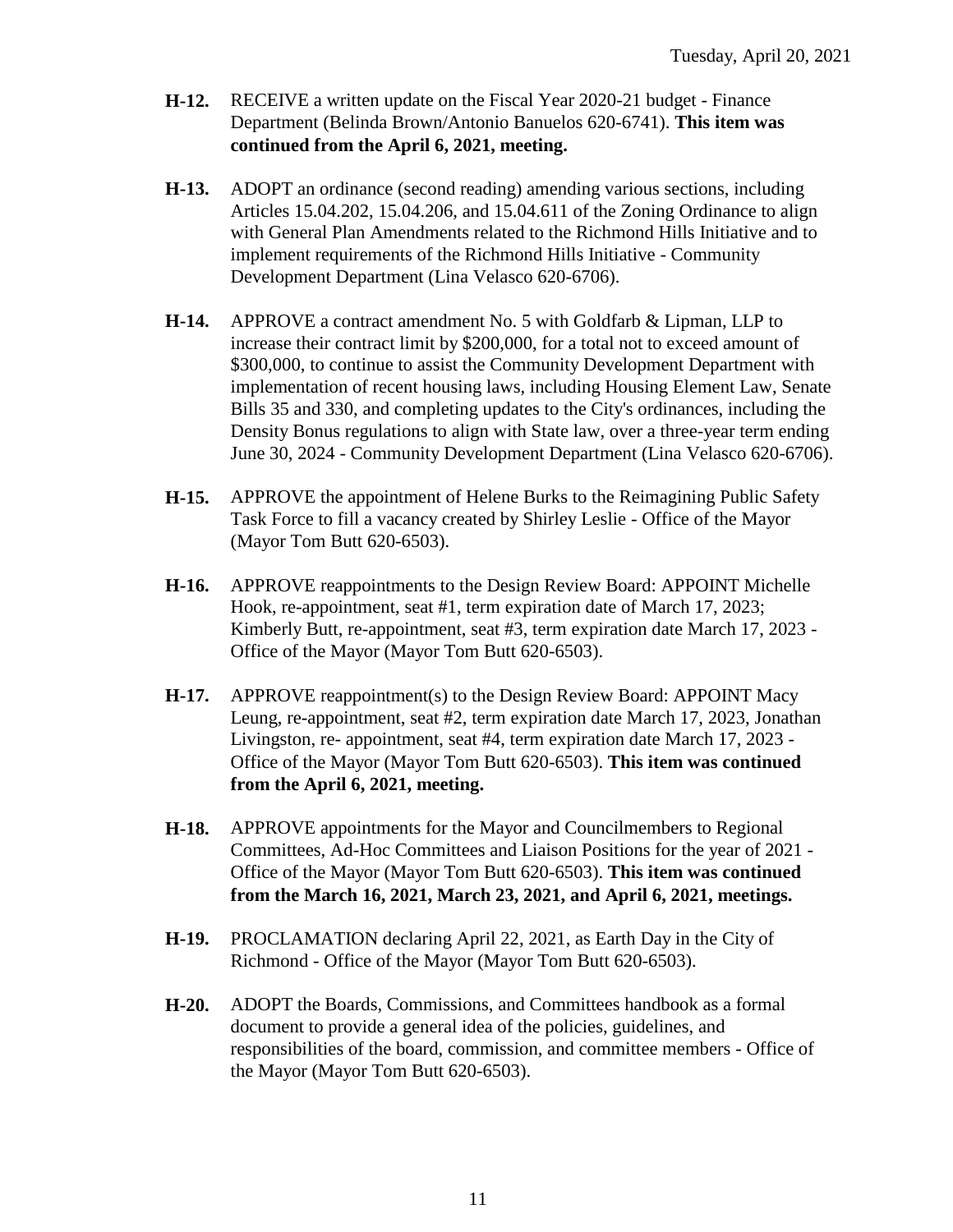**H-12.** RECEIVE a written update on the Fiscal Year 2020-21 budget - Finance Department (Belinda Brown/Antonio Banuelos 620-6741). **This item was continued from the April 6, 2021, meeting.**

**H-13.** ADOPT an ordinance (second reading) amending various sections, including Articles 15.04.202, 15.04.206, and 15.04.611 of the Zoning Ordinance to align with General Plan Amendments related to the Richmond Hills Initiative and to implement requirements of the Richmond Hills Initiative - Community Development Department (Lina Velasco 620-6706).

**H-14.** APPROVE a contract amendment No. 5 with Goldfarb & Lipman, LLP to increase their contract limit by $200,000, for a total not to exceed amount of $300,000, to continue to assist the Community Development Department with implementation of recent housing laws, including Housing Element Law, Senate Bills 35 and 330, and completing updates to the City's ordinances, including the Density Bonus regulations to align with State law, over a three-year term ending June 30, 2024 - Community Development Department (Lina Velasco 620-6706).

**H-15.** APPROVE the appointment of Helene Burks to the Reimagining Public Safety Task Force to fill a vacancy created by Shirley Leslie - Office of the Mayor (Mayor Tom Butt 620-6503).

**H-16.** APPROVE reappointments to the Design Review Board: APPOINT Michelle Hook, re-appointment, seat #1, term expiration date of March 17, 2023; Kimberly Butt, re-appointment, seat #3, term expiration date March 17, 2023 - Office of the Mayor (Mayor Tom Butt 620-6503).

**H-17.** APPROVE reappointment(s) to the Design Review Board: APPOINT Macy Leung, re-appointment, seat #2, term expiration date March 17, 2023, Jonathan Livingston, re- appointment, seat #4, term expiration date March 17, 2023 - Office of the Mayor (Mayor Tom Butt 620-6503). **This item was continued from the April 6, 2021, meeting.**

**H-18.** APPROVE appointments for the Mayor and Councilmembers to Regional Committees, Ad-Hoc Committees and Liaison Positions for the year of 2021 - Office of the Mayor (Mayor Tom Butt 620-6503). **This item was continued from the March 16, 2021, March 23, 2021, and April 6, 2021, meetings.**

**H-19.** PROCLAMATION declaring April 22, 2021, as Earth Day in the City of Richmond - Office of the Mayor (Mayor Tom Butt 620-6503).

**H-20.** ADOPT the Boards, Commissions, and Committees handbook as a formal document to provide a general idea of the policies, guidelines, and responsibilities of the board, commission, and committee members - Office of the Mayor (Mayor Tom Butt 620-6503).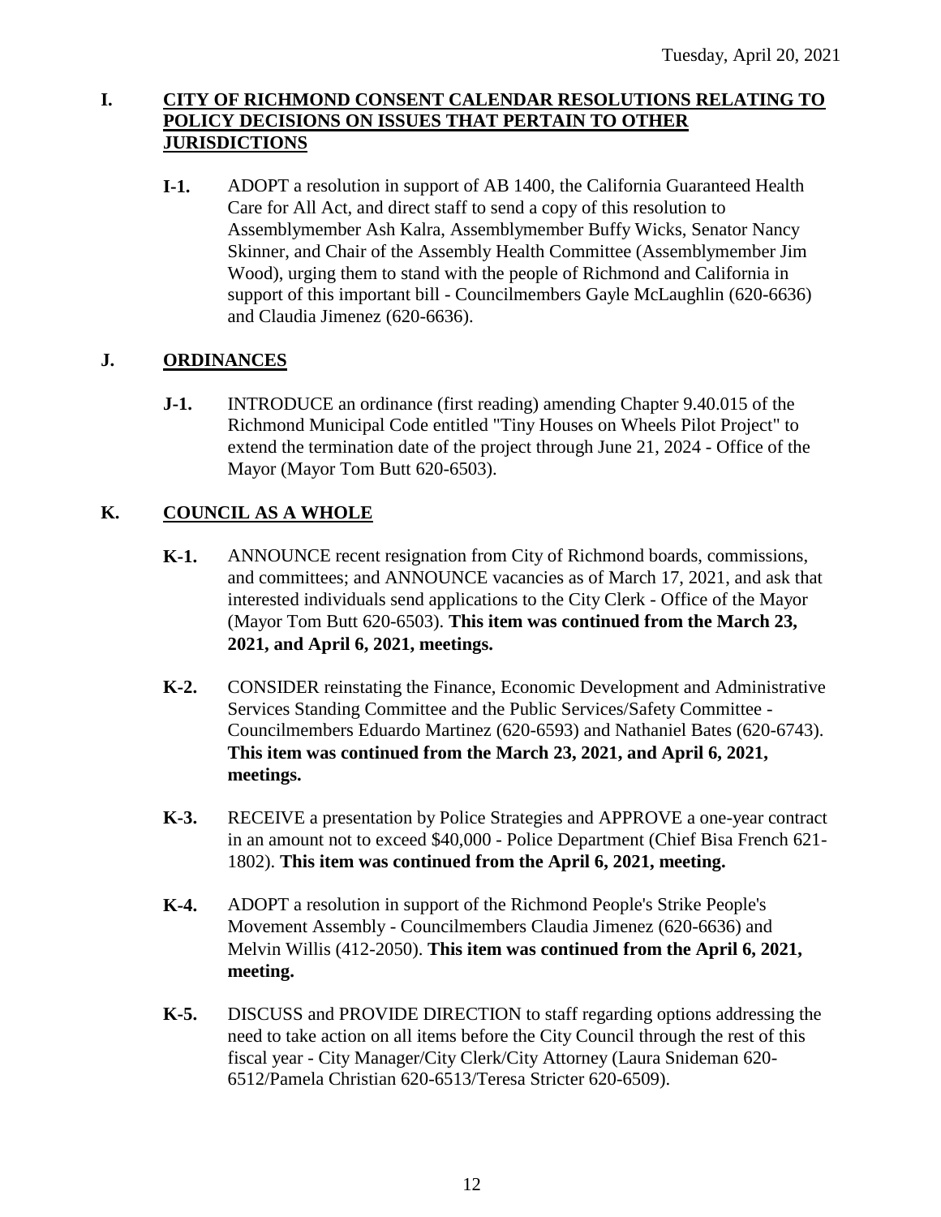## I. CITY OF RICHMOND CONSENT CALENDAR RESOLUTIONS RELATING TO POLICY DECISIONS ON ISSUES THAT PERTAIN TO OTHER JURISDICTIONS

**I-1.** ADOPT a resolution in support of AB 1400, the California Guaranteed Health Care for All Act, and direct staff to send a copy of this resolution to Assemblymember Ash Kalra, Assemblymember Buffy Wicks, Senator Nancy Skinner, and Chair of the Assembly Health Committee (Assemblymember Jim Wood), urging them to stand with the people of Richmond and California in support of this important bill - Councilmembers Gayle McLaughlin (620-6636) and Claudia Jimenez (620-6636).

## J. ORDINANCES

**J-1.** INTRODUCE an ordinance (first reading) amending Chapter 9.40.015 of the Richmond Municipal Code entitled "Tiny Houses on Wheels Pilot Project" to extend the termination date of the project through June 21, 2024 - Office of the Mayor (Mayor Tom Butt 620-6503).

## K. COUNCIL AS A WHOLE

**K-1.** ANNOUNCE recent resignation from City of Richmond boards, commissions, and committees; and ANNOUNCE vacancies as of March 17, 2021, and ask that interested individuals send applications to the City Clerk - Office of the Mayor (Mayor Tom Butt 620-6503). **This item was continued from the March 23, 2021, and April 6, 2021, meetings.**

**K-2.** CONSIDER reinstating the Finance, Economic Development and Administrative Services Standing Committee and the Public Services/Safety Committee - Councilmembers Eduardo Martinez (620-6593) and Nathaniel Bates (620-6743). **This item was continued from the March 23, 2021, and April 6, 2021, meetings.**

**K-3.** RECEIVE a presentation by Police Strategies and APPROVE a one-year contract in an amount not to exceed $40,000 - Police Department (Chief Bisa French 621-1802). **This item was continued from the April 6, 2021, meeting.**

**K-4.** ADOPT a resolution in support of the Richmond People's Strike People's Movement Assembly - Councilmembers Claudia Jimenez (620-6636) and Melvin Willis (412-2050). **This item was continued from the April 6, 2021, meeting.**

**K-5.** DISCUSS and PROVIDE DIRECTION to staff regarding options addressing the need to take action on all items before the City Council through the rest of this fiscal year - City Manager/City Clerk/City Attorney (Laura Snideman 620-6512/Pamela Christian 620-6513/Teresa Stricter 620-6509).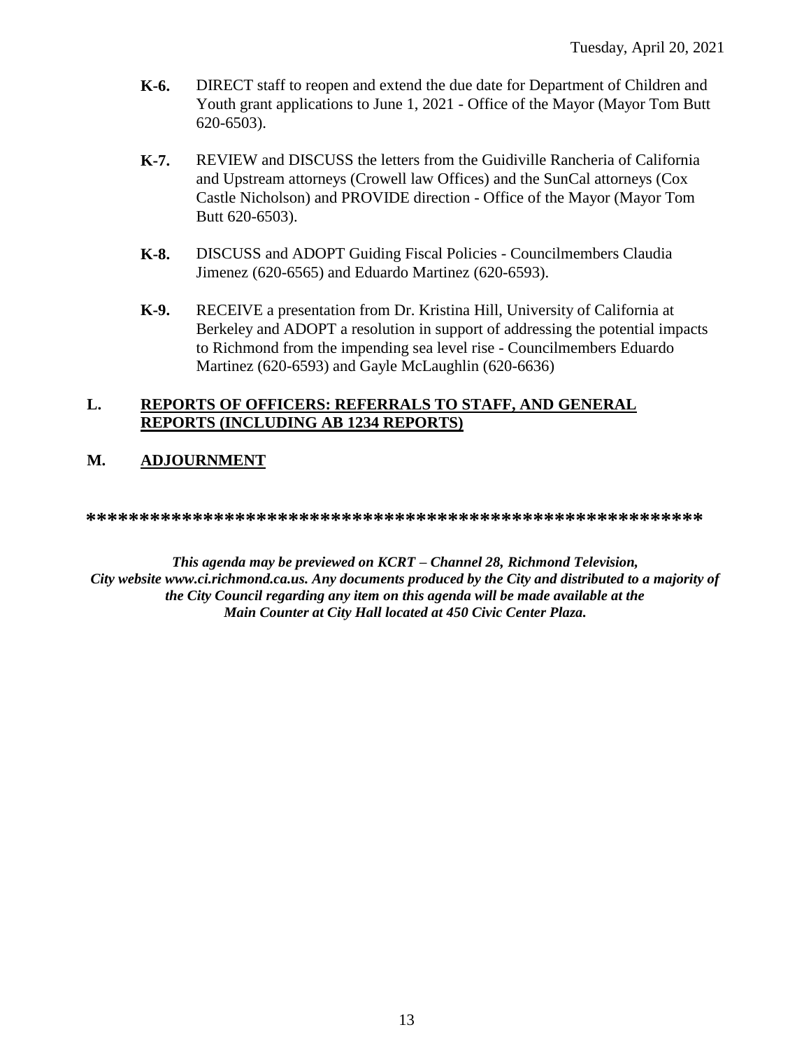**K-6.** DIRECT staff to reopen and extend the due date for Department of Children and Youth grant applications to June 1, 2021 - Office of the Mayor (Mayor Tom Butt 620-6503).

**K-7.** REVIEW and DISCUSS the letters from the Guidiville Rancheria of California and Upstream attorneys (Crowell law Offices) and the SunCal attorneys (Cox Castle Nicholson) and PROVIDE direction - Office of the Mayor (Mayor Tom Butt 620-6503).

**K-8.** DISCUSS and ADOPT Guiding Fiscal Policies - Councilmembers Claudia Jimenez (620-6565) and Eduardo Martinez (620-6593).

**K-9.** RECEIVE a presentation from Dr. Kristina Hill, University of California at Berkeley and ADOPT a resolution in support of addressing the potential impacts to Richmond from the impending sea level rise - Councilmembers Eduardo Martinez (620-6593) and Gayle McLaughlin (620-6636)

## L. REPORTS OF OFFICERS: REFERRALS TO STAFF, AND GENERAL REPORTS (INCLUDING AB 1234 REPORTS)

## M. ADJOURNMENT

**********************************************************

***This agenda may be previewed on KCRT – Channel 28, Richmond Television, City website www.ci.richmond.ca.us. Any documents produced by the City and distributed to a majority of the City Council regarding any item on this agenda will be made available at the Main Counter at City Hall located at 450 Civic Center Plaza.***